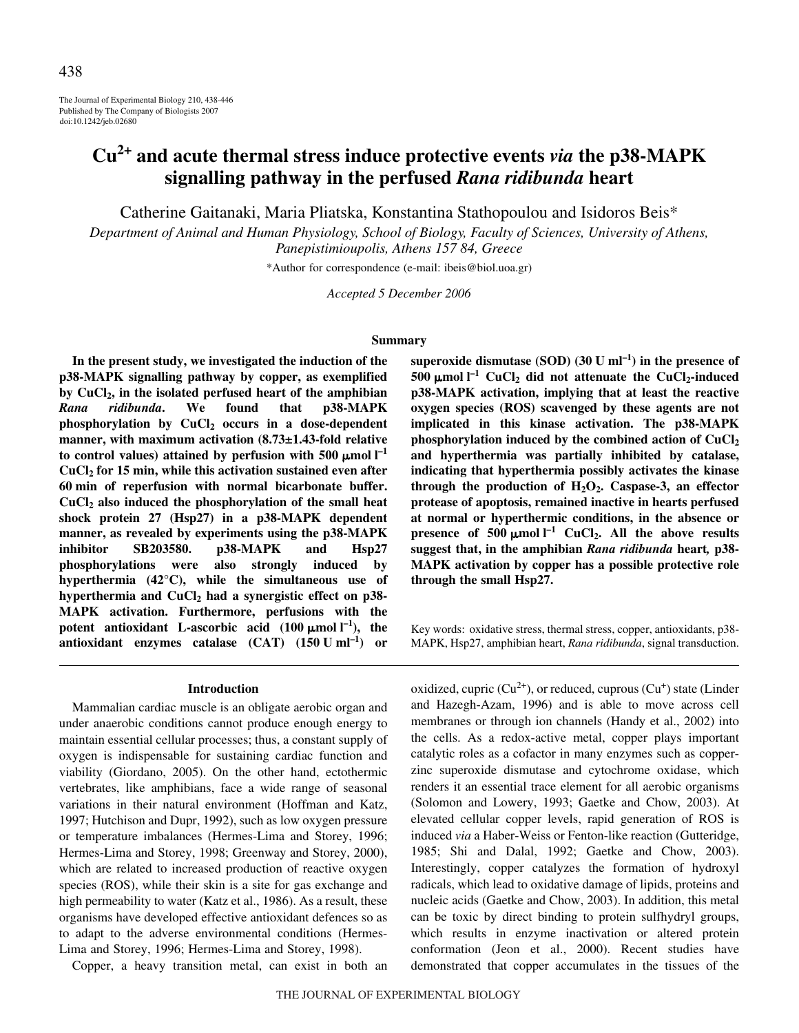The Journal of Experimental Biology 210, 438-446
Published by The Company of Biologists 2007
doi:10.1242/jeb.02680

# $Cu^{2+}$ and acute thermal stress induce protective events *via* the p38-MAPK signalling pathway in the perfused *Rana ridibunda* heart

Catherine Gaitanaki, Maria Pliatska, Konstantina Stathopoulou and Isidoros Beis*

*Department of Animal and Human Physiology, School of Biology, Faculty of Sciences, University of Athens, Panepistimioupolis, Athens 157 84, Greece*

*Author for correspondence (e-mail: ibeis@biol.uoa.gr)

*Accepted 5 December 2006*

## Summary

**In the present study, we investigated the induction of the p38-MAPK signalling pathway by copper, as exemplified by $CuCl_2$, in the isolated perfused heart of the amphibian *Rana ridibunda*. We found that p38-MAPK phosphorylation by $CuCl_2$ occurs in a dose-dependent manner, with maximum activation (8.73±1.43-fold relative to control values) attained by perfusion with 500 $\mu$mol $l^{-1}$ $CuCl_2$ for 15 min, while this activation sustained even after 60 min of reperfusion with normal bicarbonate buffer. $CuCl_2$ also induced the phosphorylation of the small heat shock protein 27 (Hsp27) in a p38-MAPK dependent manner, as revealed by experiments using the p38-MAPK inhibitor SB203580. p38-MAPK and Hsp27 phosphorylations were also strongly induced by hyperthermia (42°C), while the simultaneous use of hyperthermia and $CuCl_2$ had a synergistic effect on p38-MAPK activation. Furthermore, perfusions with the potent antioxidant L-ascorbic acid (100 $\mu$mol $l^{-1}$), the antioxidant enzymes catalase (CAT) (150 U $ml^{-1}$) or superoxide dismutase (SOD) (30 U $ml^{-1}$) in the presence of 500 $\mu$mol $l^{-1}$ $CuCl_2$ did not attenuate the $CuCl_2$-induced p38-MAPK activation, implying that at least the reactive oxygen species (ROS) scavenged by these agents are not implicated in this kinase activation. The p38-MAPK phosphorylation induced by the combined action of $CuCl_2$ and hyperthermia was partially inhibited by catalase, indicating that hyperthermia possibly activates the kinase through the production of $H_2O_2$. Caspase-3, an effector protease of apoptosis, remained inactive in hearts perfused at normal or hyperthermic conditions, in the absence or presence of 500 $\mu$mol $l^{-1}$ $CuCl_2$. All the above results suggest that, in the amphibian *Rana ridibunda* heart, p38-MAPK activation by copper has a possible protective role through the small Hsp27.**

Key words: oxidative stress, thermal stress, copper, antioxidants, p38-MAPK, Hsp27, amphibian heart, *Rana ridibunda*, signal transduction.

## Introduction

Mammalian cardiac muscle is an obligate aerobic organ and under anaerobic conditions cannot produce enough energy to maintain essential cellular processes; thus, a constant supply of oxygen is indispensable for sustaining cardiac function and viability (Giordano, 2005). On the other hand, ectothermic vertebrates, like amphibians, face a wide range of seasonal variations in their natural environment (Hoffman and Katz, 1997; Hutchison and Dupr, 1992), such as low oxygen pressure or temperature imbalances (Hermes-Lima and Storey, 1996; Hermes-Lima and Storey, 1998; Greenway and Storey, 2000), which are related to increased production of reactive oxygen species (ROS), while their skin is a site for gas exchange and high permeability to water (Katz et al., 1986). As a result, these organisms have developed effective antioxidant defences so as to adapt to the adverse environmental conditions (Hermes-Lima and Storey, 1996; Hermes-Lima and Storey, 1998).

Copper, a heavy transition metal, can exist in both an oxidized, cupric ($Cu^{2+}$), or reduced, cuprous ($Cu^{+}$) state (Linder and Hazegh-Azam, 1996) and is able to move across cell membranes or through ion channels (Handy et al., 2002) into the cells. As a redox-active metal, copper plays important catalytic roles as a cofactor in many enzymes such as copper-zinc superoxide dismutase and cytochrome oxidase, which renders it an essential trace element for all aerobic organisms (Solomon and Lowery, 1993; Gaetke and Chow, 2003). At elevated cellular copper levels, rapid generation of ROS is induced *via* a Haber-Weiss or Fenton-like reaction (Gutteridge, 1985; Shi and Dalal, 1992; Gaetke and Chow, 2003). Interestingly, copper catalyzes the formation of hydroxyl radicals, which lead to oxidative damage of lipids, proteins and nucleic acids (Gaetke and Chow, 2003). In addition, this metal can be toxic by direct binding to protein sulfhydryl groups, which results in enzyme inactivation or altered protein conformation (Jeon et al., 2000). Recent studies have demonstrated that copper accumulates in the tissues of the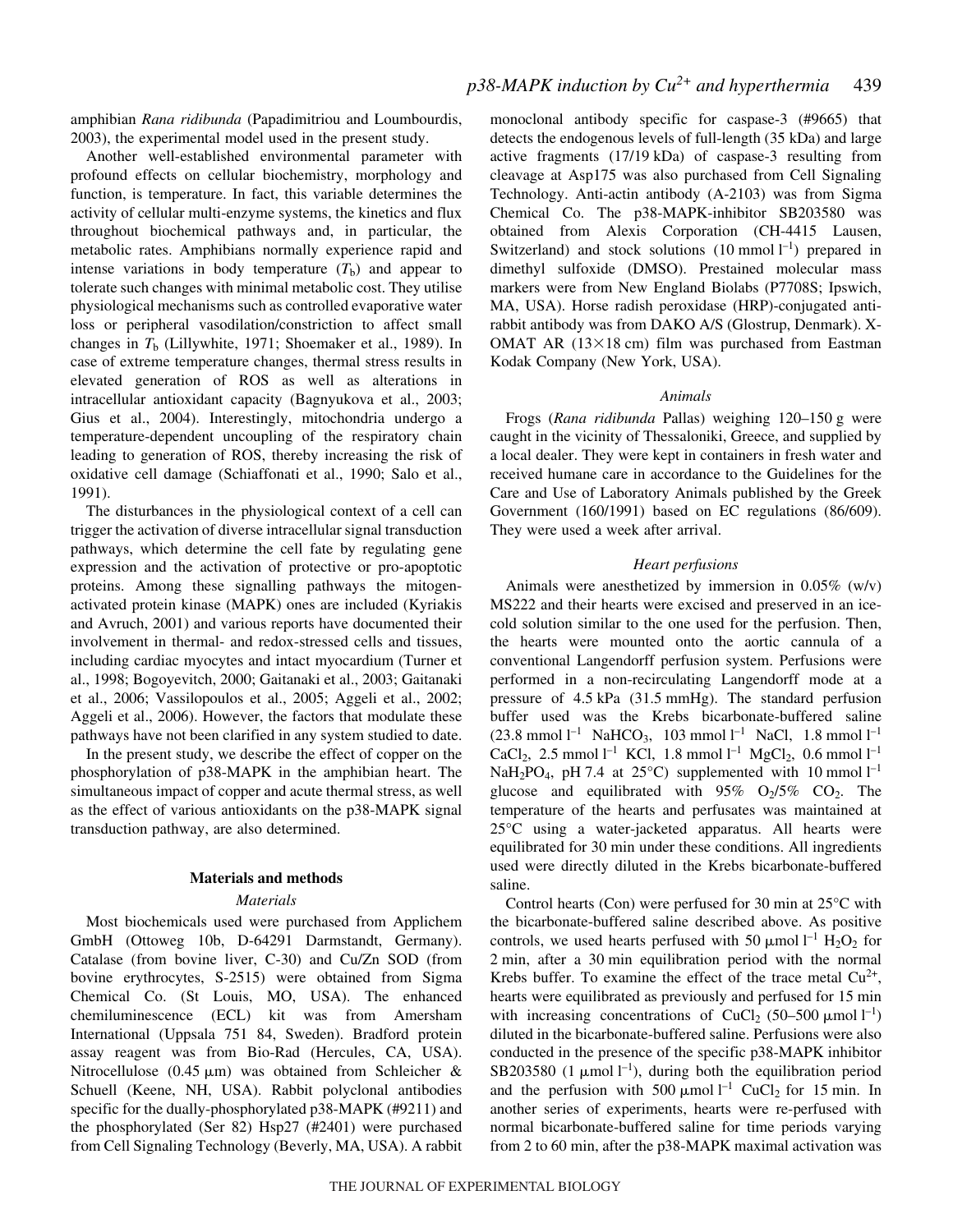amphibian *Rana ridibunda* (Papadimitriou and Loumbourdis, 2003), the experimental model used in the present study.

Another well-established environmental parameter with profound effects on cellular biochemistry, morphology and function, is temperature. In fact, this variable determines the activity of cellular multi-enzyme systems, the kinetics and flux throughout biochemical pathways and, in particular, the metabolic rates. Amphibians normally experience rapid and intense variations in body temperature ($T_b$) and appear to tolerate such changes with minimal metabolic cost. They utilise physiological mechanisms such as controlled evaporative water loss or peripheral vasodilation/constriction to affect small changes in $T_b$ (Lillywhite, 1971; Shoemaker et al., 1989). In case of extreme temperature changes, thermal stress results in elevated generation of ROS as well as alterations in intracellular antioxidant capacity (Bagnyukova et al., 2003; Gius et al., 2004). Interestingly, mitochondria undergo a temperature-dependent uncoupling of the respiratory chain leading to generation of ROS, thereby increasing the risk of oxidative cell damage (Schiaffonati et al., 1990; Salo et al., 1991).

The disturbances in the physiological context of a cell can trigger the activation of diverse intracellular signal transduction pathways, which determine the cell fate by regulating gene expression and the activation of protective or pro-apoptotic proteins. Among these signalling pathways the mitogen-activated protein kinase (MAPK) ones are included (Kyriakis and Avruch, 2001) and various reports have documented their involvement in thermal- and redox-stressed cells and tissues, including cardiac myocytes and intact myocardium (Turner et al., 1998; Bogoyevitch, 2000; Gaitanaki et al., 2003; Gaitanaki et al., 2006; Vassilopoulos et al., 2005; Aggeli et al., 2002; Aggeli et al., 2006). However, the factors that modulate these pathways have not been clarified in any system studied to date.

In the present study, we describe the effect of copper on the phosphorylation of p38-MAPK in the amphibian heart. The simultaneous impact of copper and acute thermal stress, as well as the effect of various antioxidants on the p38-MAPK signal transduction pathway, are also determined.

## Materials and methods

### *Materials*

Most biochemicals used were purchased from Applichem GmbH (Ottoweg 10b, D-64291 Darmstandt, Germany). Catalase (from bovine liver, C-30) and Cu/Zn SOD (from bovine erythrocytes, S-2515) were obtained from Sigma Chemical Co. (St Louis, MO, USA). The enhanced chemiluminescence (ECL) kit was from Amersham International (Uppsala 751 84, Sweden). Bradford protein assay reagent was from Bio-Rad (Hercules, CA, USA). Nitrocellulose (0.45 μm) was obtained from Schleicher & Schuell (Keene, NH, USA). Rabbit polyclonal antibodies specific for the dually-phosphorylated p38-MAPK (#9211) and the phosphorylated (Ser 82) Hsp27 (#2401) were purchased from Cell Signaling Technology (Beverly, MA, USA). A rabbit monoclonal antibody specific for caspase-3 (#9665) that detects the endogenous levels of full-length (35 kDa) and large active fragments (17/19 kDa) of caspase-3 resulting from cleavage at Asp175 was also purchased from Cell Signaling Technology. Anti-actin antibody (A-2103) was from Sigma Chemical Co. The p38-MAPK-inhibitor SB203580 was obtained from Alexis Corporation (CH-4415 Lausen, Switzerland) and stock solutions (10 mmol $l^{-1}$) prepared in dimethyl sulfoxide (DMSO). Prestained molecular mass markers were from New England Biolabs (P7708S; Ipswich, MA, USA). Horse radish peroxidase (HRP)-conjugated anti-rabbit antibody was from DAKO A/S (Glostrup, Denmark). X-OMAT AR (13×18 cm) film was purchased from Eastman Kodak Company (New York, USA).

### *Animals*

Frogs (*Rana ridibunda* Pallas) weighing 120–150 g were caught in the vicinity of Thessaloniki, Greece, and supplied by a local dealer. They were kept in containers in fresh water and received humane care in accordance to the Guidelines for the Care and Use of Laboratory Animals published by the Greek Government (160/1991) based on EC regulations (86/609). They were used a week after arrival.

### *Heart perfusions*

Animals were anesthetized by immersion in 0.05% (w/v) MS222 and their hearts were excised and preserved in an ice-cold solution similar to the one used for the perfusion. Then, the hearts were mounted onto the aortic cannula of a conventional Langendorff perfusion system. Perfusions were performed in a non-recirculating Langendorff mode at a pressure of 4.5 kPa (31.5 mmHg). The standard perfusion buffer used was the Krebs bicarbonate-buffered saline (23.8 mmol $l^{-1}$ $NaHCO_3$, 103 mmol $l^{-1}$ NaCl, 1.8 mmol $l^{-1}$ $CaCl_2$, 2.5 mmol $l^{-1}$ KCl, 1.8 mmol $l^{-1}$ $MgCl_2$, 0.6 mmol $l^{-1}$ $NaH_2PO_4$, pH 7.4 at 25°C) supplemented with 10 mmol $l^{-1}$ glucose and equilibrated with 95% $O_2$/5% $CO_2$. The temperature of the hearts and perfusates was maintained at 25°C using a water-jacketed apparatus. All hearts were equilibrated for 30 min under these conditions. All ingredients used were directly diluted in the Krebs bicarbonate-buffered saline.

Control hearts (Con) were perfused for 30 min at 25°C with the bicarbonate-buffered saline described above. As positive controls, we used hearts perfused with 50 μmol $l^{-1}$ $H_2O_2$ for 2 min, after a 30 min equilibration period with the normal Krebs buffer. To examine the effect of the trace metal $Cu^{2+}$, hearts were equilibrated as previously and perfused for 15 min with increasing concentrations of $CuCl_2$ (50–500 μmol $l^{-1}$) diluted in the bicarbonate-buffered saline. Perfusions were also conducted in the presence of the specific p38-MAPK inhibitor SB203580 (1 μmol $l^{-1}$), during both the equilibration period and the perfusion with 500 μmol $l^{-1}$ $CuCl_2$ for 15 min. In another series of experiments, hearts were re-perfused with normal bicarbonate-buffered saline for time periods varying from 2 to 60 min, after the p38-MAPK maximal activation was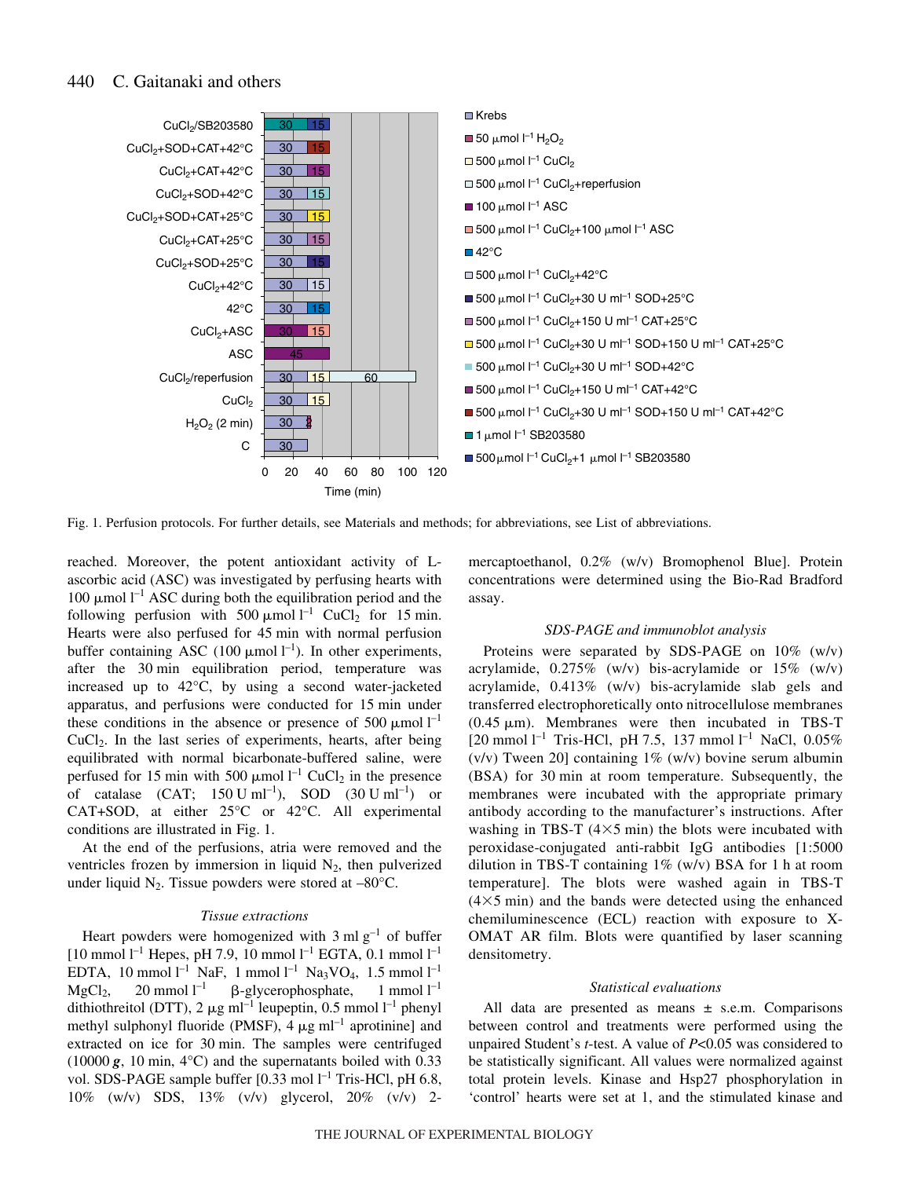Fig. 1. Perfusion protocols. For further details, see Materials and methods; for abbreviations, see List of abbreviations.

reached. Moreover, the potent antioxidant activity of L-ascorbic acid (ASC) was investigated by perfusing hearts with 100 μmol $l^{-1}$ ASC during both the equilibration period and the following perfusion with 500 μmol $l^{-1}$ $CuCl_2$ for 15 min. Hearts were also perfused for 45 min with normal perfusion buffer containing ASC (100 μmol $l^{-1}$). In other experiments, after the 30 min equilibration period, temperature was increased up to 42°C, by using a second water-jacketed apparatus, and perfusions were conducted for 15 min under these conditions in the absence or presence of 500 μmol $l^{-1}$ $CuCl_2$. In the last series of experiments, hearts, after being equilibrated with normal bicarbonate-buffered saline, were perfused for 15 min with 500 μmol $l^{-1}$ $CuCl_2$ in the presence of catalase (CAT; 150 U $ml^{-1}$), SOD (30 U $ml^{-1}$) or CAT+SOD, at either 25°C or 42°C. All experimental conditions are illustrated in Fig. 1.

At the end of the perfusions, atria were removed and the ventricles frozen by immersion in liquid $N_2$, then pulverized under liquid $N_2$. Tissue powders were stored at –80°C.

### *Tissue extractions*

Heart powders were homogenized with 3 ml $g^{-1}$ of buffer [10 mmol $l^{-1}$ Hepes, pH 7.9, 10 mmol $l^{-1}$ EGTA, 0.1 mmol $l^{-1}$ EDTA, 10 mmol $l^{-1}$ NaF, 1 mmol $l^{-1}$ $Na_3VO_4$, 1.5 mmol $l^{-1}$ $MgCl_2$, 20 mmol $l^{-1}$ β-glycerophosphate, 1 mmol $l^{-1}$ dithiothreitol (DTT), 2 μg $ml^{-1}$ leupeptin, 0.5 mmol $l^{-1}$ phenyl methyl sulphonyl fluoride (PMSF), 4 μg $ml^{-1}$ aprotinine] and extracted on ice for 30 min. The samples were centrifuged (10000 ***g***, 10 min, 4°C) and the supernatants boiled with 0.33 vol. SDS-PAGE sample buffer [0.33 mol $l^{-1}$ Tris-HCl, pH 6.8, 10% (w/v) SDS, 13% (v/v) glycerol, 20% (v/v) 2-mercaptoethanol, 0.2% (w/v) Bromophenol Blue]. Protein concentrations were determined using the Bio-Rad Bradford assay.

### *SDS-PAGE and immunoblot analysis*

Proteins were separated by SDS-PAGE on 10% (w/v) acrylamide, 0.275% (w/v) bis-acrylamide or 15% (w/v) acrylamide, 0.413% (w/v) bis-acrylamide slab gels and transferred electrophoretically onto nitrocellulose membranes (0.45 μm). Membranes were then incubated in TBS-T [20 mmol $l^{-1}$ Tris-HCl, pH 7.5, 137 mmol $l^{-1}$ NaCl, 0.05% (v/v) Tween 20] containing 1% (w/v) bovine serum albumin (BSA) for 30 min at room temperature. Subsequently, the membranes were incubated with the appropriate primary antibody according to the manufacturer's instructions. After washing in TBS-T (4×5 min) the blots were incubated with peroxidase-conjugated anti-rabbit IgG antibodies [1:5000 dilution in TBS-T containing 1% (w/v) BSA for 1 h at room temperature]. The blots were washed again in TBS-T (4×5 min) and the bands were detected using the enhanced chemiluminescence (ECL) reaction with exposure to X-OMAT AR film. Blots were quantified by laser scanning densitometry.

### *Statistical evaluations*

All data are presented as means ± s.e.m. Comparisons between control and treatments were performed using the unpaired Student's *t*-test. A value of $P<0.05$ was considered to be statistically significant. All values were normalized against total protein levels. Kinase and Hsp27 phosphorylation in 'control' hearts were set at 1, and the stimulated kinase and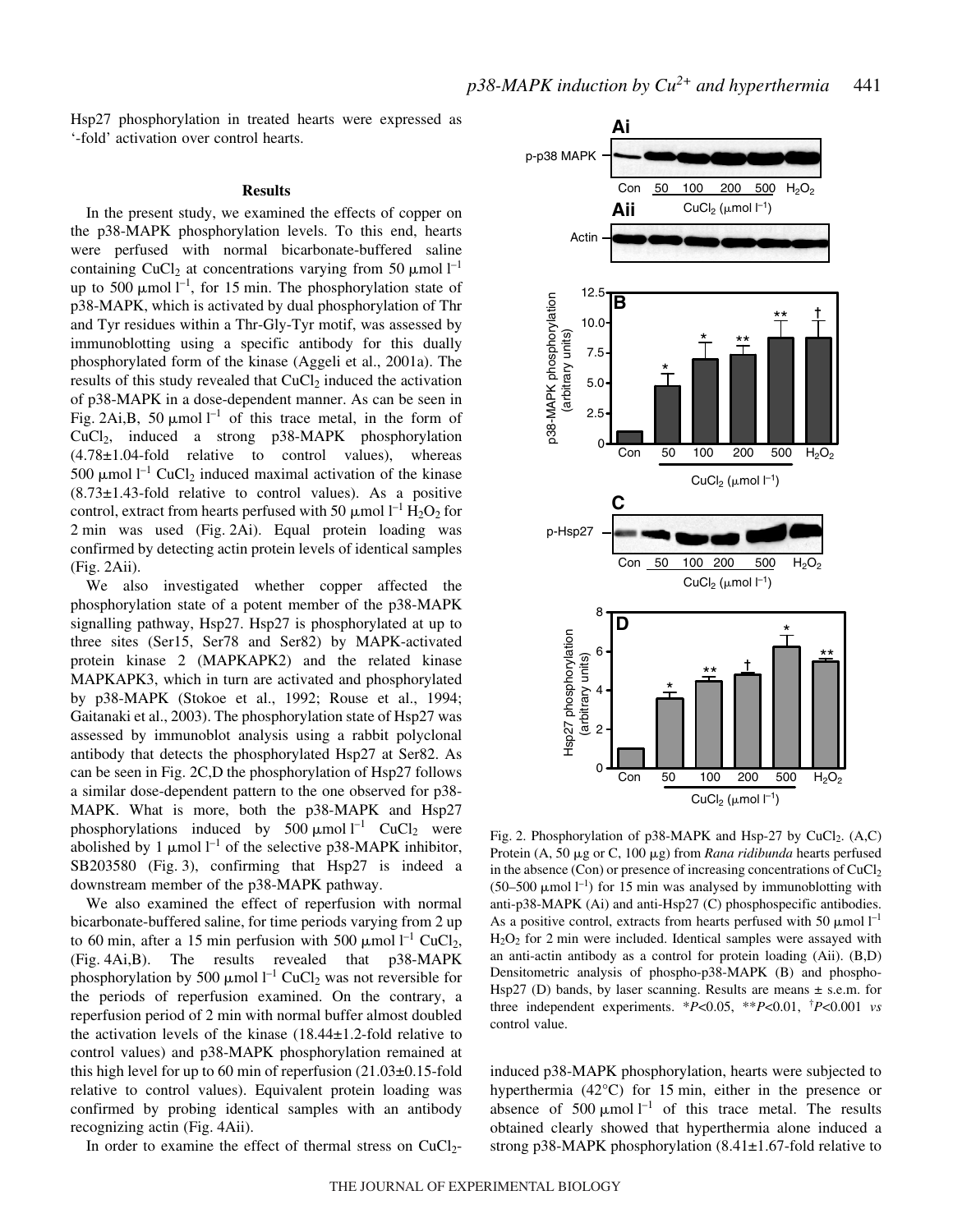Hsp27 phosphorylation in treated hearts were expressed as '-fold' activation over control hearts.

## Results

In the present study, we examined the effects of copper on the p38-MAPK phosphorylation levels. To this end, hearts were perfused with normal bicarbonate-buffered saline containing $CuCl_2$ at concentrations varying from 50 $\mu$mol $l^{-1}$ up to 500 $\mu$mol $l^{-1}$, for 15 min. The phosphorylation state of p38-MAPK, which is activated by dual phosphorylation of Thr and Tyr residues within a Thr-Gly-Tyr motif, was assessed by immunoblotting using a specific antibody for this dually phosphorylated form of the kinase (Aggeli et al., 2001a). The results of this study revealed that $CuCl_2$ induced the activation of p38-MAPK in a dose-dependent manner. As can be seen in Fig. 2Ai,B, 50 $\mu$mol $l^{-1}$ of this trace metal, in the form of $CuCl_2$, induced a strong p38-MAPK phosphorylation (4.78±1.04-fold relative to control values), whereas 500 $\mu$mol $l^{-1}$ $CuCl_2$ induced maximal activation of the kinase (8.73±1.43-fold relative to control values). As a positive control, extract from hearts perfused with 50 $\mu$mol $l^{-1}$ $H_2O_2$ for 2 min was used (Fig. 2Ai). Equal protein loading was confirmed by detecting actin protein levels of identical samples (Fig. 2Aii).

We also investigated whether copper affected the phosphorylation state of a potent member of the p38-MAPK signalling pathway, Hsp27. Hsp27 is phosphorylated at up to three sites (Ser15, Ser78 and Ser82) by MAPK-activated protein kinase 2 (MAPKAPK2) and the related kinase MAPKAPK3, which in turn are activated and phosphorylated by p38-MAPK (Stokoe et al., 1992; Rouse et al., 1994; Gaitanaki et al., 2003). The phosphorylation state of Hsp27 was assessed by immunoblot analysis using a rabbit polyclonal antibody that detects the phosphorylated Hsp27 at Ser82. As can be seen in Fig. 2C,D the phosphorylation of Hsp27 follows a similar dose-dependent pattern to the one observed for p38-MAPK. What is more, both the p38-MAPK and Hsp27 phosphorylations induced by 500 $\mu$mol $l^{-1}$ $CuCl_2$ were abolished by 1 $\mu$mol $l^{-1}$ of the selective p38-MAPK inhibitor, SB203580 (Fig. 3), confirming that Hsp27 is indeed a downstream member of the p38-MAPK pathway.

We also examined the effect of reperfusion with normal bicarbonate-buffered saline, for time periods varying from 2 up to 60 min, after a 15 min perfusion with 500 $\mu$mol $l^{-1}$ $CuCl_2$, (Fig. 4Ai,B). The results revealed that p38-MAPK phosphorylation by 500 $\mu$mol $l^{-1}$ $CuCl_2$ was not reversible for the periods of reperfusion examined. On the contrary, a reperfusion period of 2 min with normal buffer almost doubled the activation levels of the kinase (18.44±1.2-fold relative to control values) and p38-MAPK phosphorylation remained at this high level for up to 60 min of reperfusion (21.03±0.15-fold relative to control values). Equivalent protein loading was confirmed by probing identical samples with an antibody recognizing actin (Fig. 4Aii).

In order to examine the effect of thermal stress on $CuCl_2$-induced p38-MAPK phosphorylation, hearts were subjected to hyperthermia (42°C) for 15 min, either in the presence or absence of 500 $\mu$mol $l^{-1}$ of this trace metal. The results obtained clearly showed that hyperthermia alone induced a strong p38-MAPK phosphorylation (8.41±1.67-fold relative to

Fig. 2. Phosphorylation of p38-MAPK and Hsp-27 by $CuCl_2$. (A,C) Protein (A, 50 $\mu$g or C, 100 $\mu$g) from *Rana ridibunda* hearts perfused in the absence (Con) or presence of increasing concentrations of $CuCl_2$ (50–500 $\mu$mol $l^{-1}$) for 15 min was analysed by immunoblotting with anti-p38-MAPK (Ai) and anti-Hsp27 (C) phosphospecific antibodies. As a positive control, extracts from hearts perfused with 50 $\mu$mol $l^{-1}$ $H_2O_2$ for 2 min were included. Identical samples were assayed with an anti-actin antibody as a control for protein loading (Aii). (B,D) Densitometric analysis of phospho-p38-MAPK (B) and phospho-Hsp27 (D) bands, by laser scanning. Results are means ± s.e.m. for three independent experiments. *$P$<0.05, **$P$<0.01, †$P$<0.001 *vs* control value.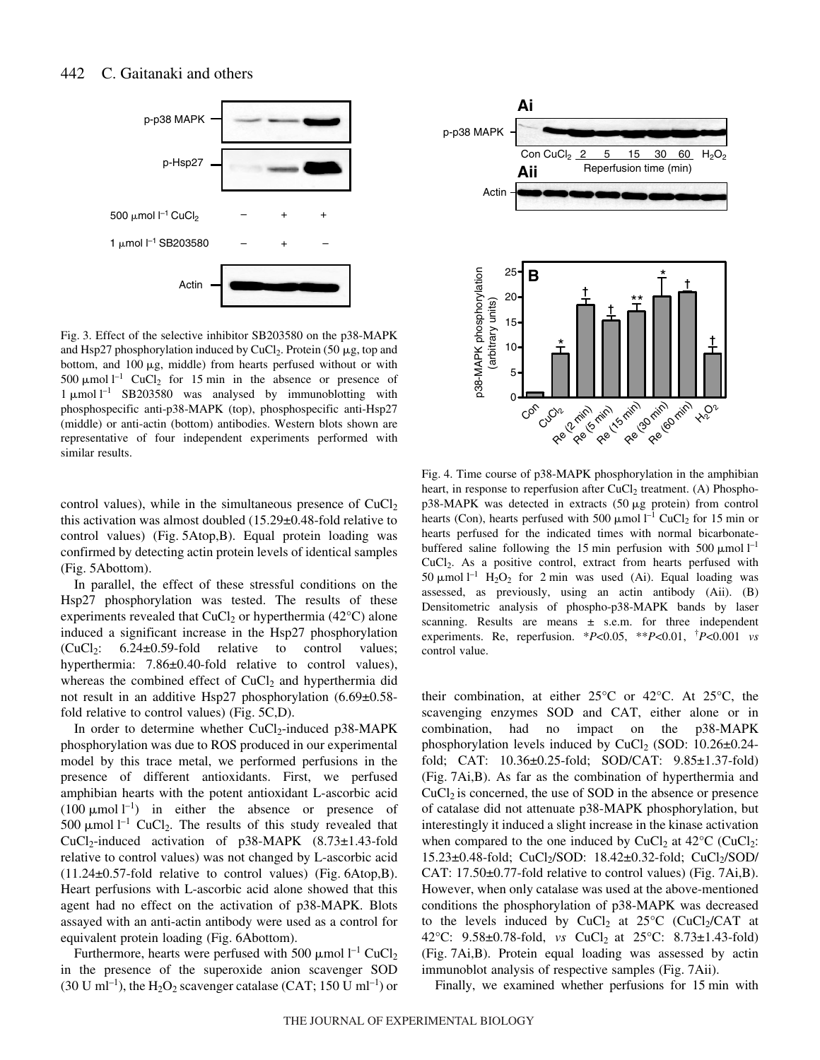Fig. 3. Effect of the selective inhibitor SB203580 on the p38-MAPK and Hsp27 phosphorylation induced by $CuCl_2$. Protein (50 μg, top and bottom, and 100 μg, middle) from hearts perfused without or with 500 μmol $l^{-1}$ $CuCl_2$ for 15 min in the absence or presence of 1 μmol $l^{-1}$ SB203580 was analysed by immunoblotting with phosphospecific anti-p38-MAPK (top), phosphospecific anti-Hsp27 (middle) or anti-actin (bottom) antibodies. Western blots shown are representative of four independent experiments performed with similar results.

control values), while in the simultaneous presence of $CuCl_2$ this activation was almost doubled (15.29±0.48-fold relative to control values) (Fig. 5Atop,B). Equal protein loading was confirmed by detecting actin protein levels of identical samples (Fig. 5Abottom).

In parallel, the effect of these stressful conditions on the Hsp27 phosphorylation was tested. The results of these experiments revealed that $CuCl_2$ or hyperthermia (42°C) alone induced a significant increase in the Hsp27 phosphorylation ($CuCl_2$: 6.24±0.59-fold relative to control values; hyperthermia: 7.86±0.40-fold relative to control values), whereas the combined effect of $CuCl_2$ and hyperthermia did not result in an additive Hsp27 phosphorylation (6.69±0.58-fold relative to control values) (Fig. 5C,D).

In order to determine whether $CuCl_2$-induced p38-MAPK phosphorylation was due to ROS produced in our experimental model by this trace metal, we performed perfusions in the presence of different antioxidants. First, we perfused amphibian hearts with the potent antioxidant L-ascorbic acid (100 μmol $l^{-1}$) in either the absence or presence of 500 μmol $l^{-1}$ $CuCl_2$. The results of this study revealed that $CuCl_2$-induced activation of p38-MAPK (8.73±1.43-fold relative to control values) was not changed by L-ascorbic acid (11.24±0.57-fold relative to control values) (Fig. 6Atop,B). Heart perfusions with L-ascorbic acid alone showed that this agent had no effect on the activation of p38-MAPK. Blots assayed with an anti-actin antibody were used as a control for equivalent protein loading (Fig. 6Abottom).

Furthermore, hearts were perfused with 500 μmol $l^{-1}$ $CuCl_2$ in the presence of the superoxide anion scavenger SOD (30 U $ml^{-1}$), the $H_2O_2$ scavenger catalase (CAT; 150 U $ml^{-1}$) or

Fig. 4. Time course of p38-MAPK phosphorylation in the amphibian heart, in response to reperfusion after $CuCl_2$ treatment. (A) Phospho-p38-MAPK was detected in extracts (50 μg protein) from control hearts (Con), hearts perfused with 500 μmol $l^{-1}$ $CuCl_2$ for 15 min or hearts perfused for the indicated times with normal bicarbonate-buffered saline following the 15 min perfusion with 500 μmol $l^{-1}$ $CuCl_2$. As a positive control, extract from hearts perfused with 50 μmol $l^{-1}$ $H_2O_2$ for 2 min was used (Ai). Equal loading was assessed, as previously, using an actin antibody (Aii). (B) Densitometric analysis of phospho-p38-MAPK bands by laser scanning. Results are means ± s.e.m. for three independent experiments. Re, reperfusion. \*$P<0.05$, \*\*$P<0.01$, †$P<0.001$ *vs* control value.

their combination, at either 25°C or 42°C. At 25°C, the scavenging enzymes SOD and CAT, either alone or in combination, had no impact on the p38-MAPK phosphorylation levels induced by $CuCl_2$ (SOD: 10.26±0.24-fold; CAT: 10.36±0.25-fold; SOD/CAT: 9.85±1.37-fold) (Fig. 7Ai,B). As far as the combination of hyperthermia and $CuCl_2$ is concerned, the use of SOD in the absence or presence of catalase did not attenuate p38-MAPK phosphorylation, but interestingly it induced a slight increase in the kinase activation when compared to the one induced by $CuCl_2$ at 42°C ($CuCl_2$: 15.23±0.48-fold; $CuCl_2$/SOD: 18.42±0.32-fold; $CuCl_2$/SOD/CAT: 17.50±0.77-fold relative to control values) (Fig. 7Ai,B). However, when only catalase was used at the above-mentioned conditions the phosphorylation of p38-MAPK was decreased to the levels induced by $CuCl_2$ at 25°C ($CuCl_2$/CAT at 42°C: 9.58±0.78-fold, *vs* $CuCl_2$ at 25°C: 8.73±1.43-fold) (Fig. 7Ai,B). Protein equal loading was assessed by actin immunoblot analysis of respective samples (Fig. 7Aii).

Finally, we examined whether perfusions for 15 min with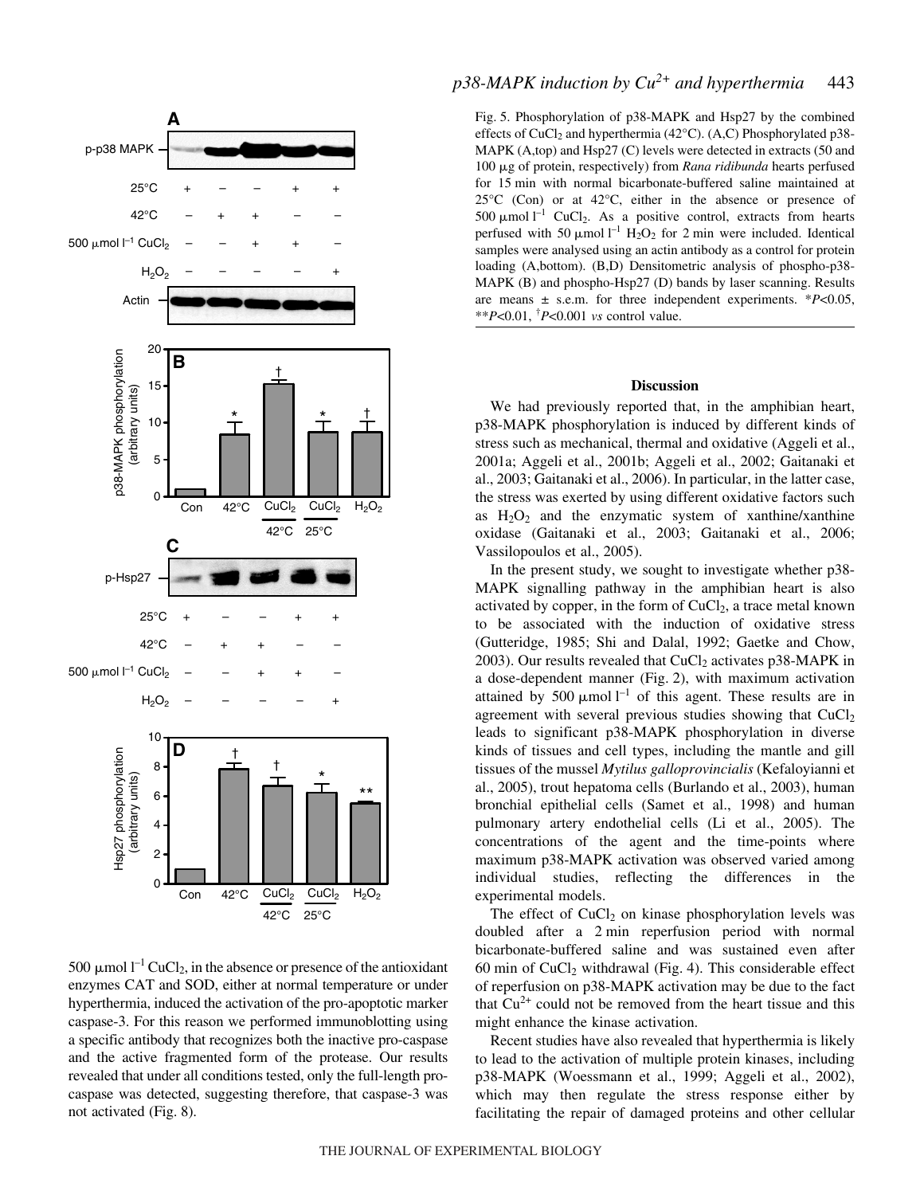Fig. 5. Phosphorylation of p38-MAPK and Hsp27 by the combined effects of $CuCl_2$ and hyperthermia (42°C). (A,C) Phosphorylated p38-MAPK (A,top) and Hsp27 (C) levels were detected in extracts (50 and 100 μg of protein, respectively) from *Rana ridibunda* hearts perfused for 15 min with normal bicarbonate-buffered saline maintained at 25°C (Con) or at 42°C, either in the absence or presence of 500 $\mu$mol $l^{-1}$ $CuCl_2$. As a positive control, extracts from hearts perfused with 50 $\mu$mol $l^{-1}$ $H_2O_2$ for 2 min were included. Identical samples were analysed using an actin antibody as a control for protein loading (A,bottom). (B,D) Densitometric analysis of phospho-p38-MAPK (B) and phospho-Hsp27 (D) bands by laser scanning. Results are means ± s.e.m. for three independent experiments. \*$P<0.05$, \*\*$P<0.01$, †$P<0.001$ *vs* control value.

500 $\mu$mol $l^{-1}$ $CuCl_2$, in the absence or presence of the antioxidant enzymes CAT and SOD, either at normal temperature or under hyperthermia, induced the activation of the pro-apoptotic marker caspase-3. For this reason we performed immunoblotting using a specific antibody that recognizes both the inactive pro-caspase and the active fragmented form of the protease. Our results revealed that under all conditions tested, only the full-length pro-caspase was detected, suggesting therefore, that caspase-3 was not activated (Fig. 8).

## Discussion

We had previously reported that, in the amphibian heart, p38-MAPK phosphorylation is induced by different kinds of stress such as mechanical, thermal and oxidative (Aggeli et al., 2001a; Aggeli et al., 2001b; Aggeli et al., 2002; Gaitanaki et al., 2003; Gaitanaki et al., 2006). In particular, in the latter case, the stress was exerted by using different oxidative factors such as $H_2O_2$ and the enzymatic system of xanthine/xanthine oxidase (Gaitanaki et al., 2003; Gaitanaki et al., 2006; Vassilopoulos et al., 2005).

In the present study, we sought to investigate whether p38-MAPK signalling pathway in the amphibian heart is also activated by copper, in the form of $CuCl_2$, a trace metal known to be associated with the induction of oxidative stress (Gutteridge, 1985; Shi and Dalal, 1992; Gaetke and Chow, 2003). Our results revealed that $CuCl_2$ activates p38-MAPK in a dose-dependent manner (Fig. 2), with maximum activation attained by 500 $\mu$mol $l^{-1}$ of this agent. These results are in agreement with several previous studies showing that $CuCl_2$ leads to significant p38-MAPK phosphorylation in diverse kinds of tissues and cell types, including the mantle and gill tissues of the mussel *Mytilus galloprovincialis* (Kefaloyianni et al., 2005), trout hepatoma cells (Burlando et al., 2003), human bronchial epithelial cells (Samet et al., 1998) and human pulmonary artery endothelial cells (Li et al., 2005). The concentrations of the agent and the time-points where maximum p38-MAPK activation was observed varied among individual studies, reflecting the differences in the experimental models.

The effect of $CuCl_2$ on kinase phosphorylation levels was doubled after a 2 min reperfusion period with normal bicarbonate-buffered saline and was sustained even after 60 min of $CuCl_2$ withdrawal (Fig. 4). This considerable effect of reperfusion on p38-MAPK activation may be due to the fact that $Cu^{2+}$ could not be removed from the heart tissue and this might enhance the kinase activation.

Recent studies have also revealed that hyperthermia is likely to lead to the activation of multiple protein kinases, including p38-MAPK (Woessmann et al., 1999; Aggeli et al., 2002), which may then regulate the stress response either by facilitating the repair of damaged proteins and other cellular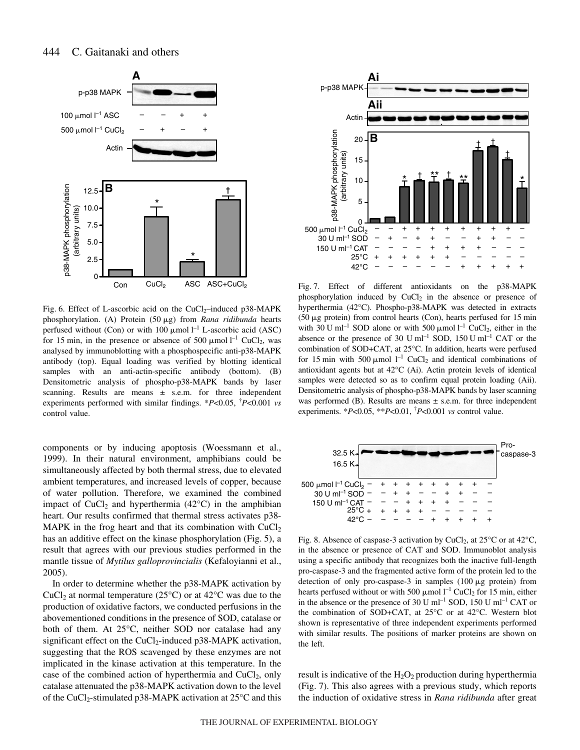Fig. 6. Effect of L-ascorbic acid on the $CuCl_2$–induced p38-MAPK phosphorylation. (A) Protein (50 μg) from *Rana ridibunda* hearts perfused without (Con) or with 100 μmol $l^{-1}$ L-ascorbic acid (ASC) for 15 min, in the presence or absence of 500 μmol $l^{-1}$ $CuCl_2$, was analysed by immunoblotting with a phosphospecific anti-p38-MAPK antibody (top). Equal loading was verified by blotting identical samples with an anti-actin-specific antibody (bottom). (B) Densitometric analysis of phospho-p38-MAPK bands by laser scanning. Results are means ± s.e.m. for three independent experiments performed with similar findings. \*$P$<0.05, †$P$<0.001 *vs* control value.

Fig. 7. Effect of different antioxidants on the p38-MAPK phosphorylation induced by $CuCl_2$ in the absence or presence of hyperthermia (42°C). Phospho-p38-MAPK was detected in extracts (50 μg protein) from control hearts (Con), hearts perfused for 15 min with 30 U $ml^{-1}$ SOD alone or with 500 μmol $l^{-1}$ $CuCl_2$, either in the absence or the presence of 30 U $ml^{-1}$ SOD, 150 U $ml^{-1}$ CAT or the combination of SOD+CAT, at 25°C. In addition, hearts were perfused for 15 min with 500 μmol $l^{-1}$ $CuCl_2$ and identical combinations of antioxidant agents but at 42°C (Ai). Actin protein levels of identical samples were detected so as to confirm equal protein loading (Aii). Densitometric analysis of phospho-p38-MAPK bands by laser scanning was performed (B). Results are means ± s.e.m. for three independent experiments. \*$P$<0.05, \*\*$P$<0.01, †$P$<0.001 *vs* control value.

components or by inducing apoptosis (Woessmann et al., 1999). In their natural environment, amphibians could be simultaneously affected by both thermal stress, due to elevated ambient temperatures, and increased levels of copper, because of water pollution. Therefore, we examined the combined impact of $CuCl_2$ and hyperthermia (42°C) in the amphibian heart. Our results confirmed that thermal stress activates p38-MAPK in the frog heart and that its combination with $CuCl_2$ has an additive effect on the kinase phosphorylation (Fig. 5), a result that agrees with our previous studies performed in the mantle tissue of *Mytilus galloprovincialis* (Kefaloyianni et al., 2005).

In order to determine whether the p38-MAPK activation by $CuCl_2$ at normal temperature (25°C) or at 42°C was due to the production of oxidative factors, we conducted perfusions in the abovementioned conditions in the presence of SOD, catalase or both of them. At 25°C, neither SOD nor catalase had any significant effect on the $CuCl_2$-induced p38-MAPK activation, suggesting that the ROS scavenged by these enzymes are not implicated in the kinase activation at this temperature. In the case of the combined action of hyperthermia and $CuCl_2$, only catalase attenuated the p38-MAPK activation down to the level of the $CuCl_2$-stimulated p38-MAPK activation at 25°C and this result is indicative of the $H_2O_2$ production during hyperthermia (Fig. 7). This also agrees with a previous study, which reports the induction of oxidative stress in *Rana ridibunda* after great

Fig. 8. Absence of caspase-3 activation by $CuCl_2$, at 25°C or at 42°C, in the absence or presence of CAT and SOD. Immunoblot analysis using a specific antibody that recognizes both the inactive full-length pro-caspase-3 and the fragmented active form of the protein led to the detection of only pro-caspase-3 in samples (100 μg protein) from hearts perfused without or with 500 μmol $l^{-1}$ $CuCl_2$ for 15 min, either in the absence or the presence of 30 U $ml^{-1}$ SOD, 150 U $ml^{-1}$ CAT or the combination of SOD+CAT, at 25°C or at 42°C. Western blot shown is representative of three independent experiments performed with similar results. The positions of marker proteins are shown on the left.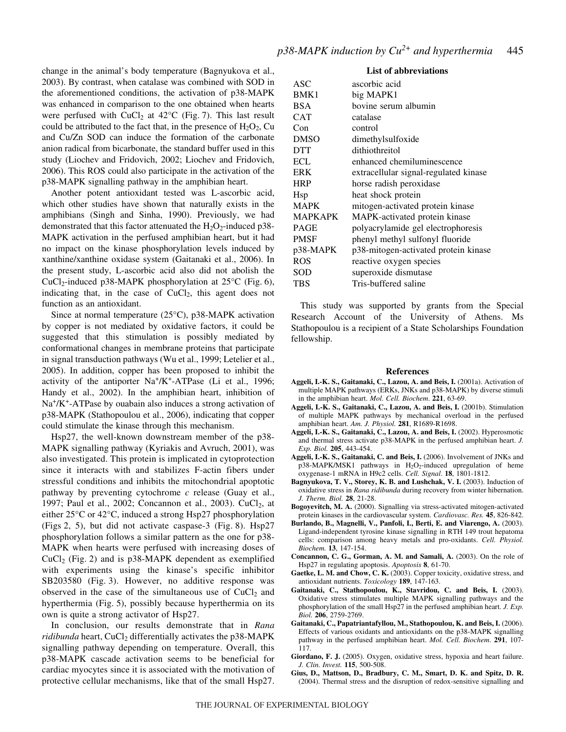change in the animal's body temperature (Bagnyukova et al., 2003). By contrast, when catalase was combined with SOD in the aforementioned conditions, the activation of p38-MAPK was enhanced in comparison to the one obtained when hearts were perfused with $CuCl_2$ at 42°C (Fig. 7). This last result could be attributed to the fact that, in the presence of $H_2O_2$, Cu and Cu/Zn SOD can induce the formation of the carbonate anion radical from bicarbonate, the standard buffer used in this study (Liochev and Fridovich, 2002; Liochev and Fridovich, 2006). This ROS could also participate in the activation of the p38-MAPK signalling pathway in the amphibian heart.

Another potent antioxidant tested was L-ascorbic acid, which other studies have shown that naturally exists in the amphibians (Singh and Sinha, 1990). Previously, we had demonstrated that this factor attenuated the $H_2O_2$-induced p38-MAPK activation in the perfused amphibian heart, but it had no impact on the kinase phosphorylation levels induced by xanthine/xanthine oxidase system (Gaitanaki et al., 2006). In the present study, L-ascorbic acid also did not abolish the $CuCl_2$-induced p38-MAPK phosphorylation at 25°C (Fig. 6), indicating that, in the case of $CuCl_2$, this agent does not function as an antioxidant.

Since at normal temperature (25°C), p38-MAPK activation by copper is not mediated by oxidative factors, it could be suggested that this stimulation is possibly mediated by conformational changes in membrane proteins that participate in signal transduction pathways (Wu et al., 1999; Letelier et al., 2005). In addition, copper has been proposed to inhibit the activity of the antiporter $Na^+/K^+$-ATPase (Li et al., 1996; Handy et al., 2002). In the amphibian heart, inhibition of $Na^+/K^+$-ATPase by ouabain also induces a strong activation of p38-MAPK (Stathopoulou et al., 2006), indicating that copper could stimulate the kinase through this mechanism.

Hsp27, the well-known downstream member of the p38-MAPK signalling pathway (Kyriakis and Avruch, 2001), was also investigated. This protein is implicated in cytoprotection since it interacts with and stabilizes F-actin fibers under stressful conditions and inhibits the mitochondrial apoptotic pathway by preventing cytochrome *c* release (Guay et al., 1997; Paul et al., 2002; Concannon et al., 2003). $CuCl_2$, at either 25°C or 42°C, induced a strong Hsp27 phosphorylation (Figs 2, 5), but did not activate caspase-3 (Fig. 8). Hsp27 phosphorylation follows a similar pattern as the one for p38-MAPK when hearts were perfused with increasing doses of $CuCl_2$ (Fig. 2) and is p38-MAPK dependent as exemplified with experiments using the kinase's specific inhibitor SB203580 (Fig. 3). However, no additive response was observed in the case of the simultaneous use of $CuCl_2$ and hyperthermia (Fig. 5), possibly because hyperthermia on its own is quite a strong activator of Hsp27.

In conclusion, our results demonstrate that in *Rana ridibunda* heart, $CuCl_2$ differentially activates the p38-MAPK signalling pathway depending on temperature. Overall, this p38-MAPK cascade activation seems to be beneficial for cardiac myocytes since it is associated with the motivation of protective cellular mechanisms, like that of the small Hsp27.

### List of abbreviations

| | |
|---|---|
| ASC | ascorbic acid |
| BMK1 | big MAPK1 |
| BSA | bovine serum albumin |
| CAT | catalase |
| Con | control |
| DMSO | dimethylsulfoxide |
| DTT | dithiothreitol |
| ECL | enhanced chemiluminescence |
| ERK | extracellular signal-regulated kinase |
| HRP | horse radish peroxidase |
| Hsp | heat shock protein |
| MAPK | mitogen-activated protein kinase |
| MAPKAPK | MAPK-activated protein kinase |
| PAGE | polyacrylamide gel electrophoresis |
| PMSF | phenyl methyl sulfonyl fluoride |
| p38-MAPK | p38-mitogen-activated protein kinase |
| ROS | reactive oxygen species |
| SOD | superoxide dismutase |
| TBS | Tris-buffered saline |

This study was supported by grants from the Special Research Account of the University of Athens. Ms Stathopoulou is a recipient of a State Scholarships Foundation fellowship.

### References

**Aggeli, I.-K. S., Gaitanaki, C., Lazou, A. and Beis, I.** (2001a). Activation of multiple MAPK pathways (ERKs, JNKs and p38-MAPK) by diverse stimuli in the amphibian heart. *Mol. Cell. Biochem*. **221**, 63-69.

**Aggeli, I.-K. S., Gaitanaki, C., Lazou, A. and Beis, I.** (2001b). Stimulation of multiple MAPK pathways by mechanical overload in the perfused amphibian heart. *Am. J. Physiol.* **281**, R1689-R1698.

**Aggeli, I.-K. S., Gaitanaki, C., Lazou, A. and Beis, I.** (2002). Hyperosmotic and thermal stress activate p38-MAPK in the perfused amphibian heart. *J. Exp. Biol.* **205**, 443-454.

**Aggeli, I.-K. S., Gaitanaki, C. and Beis, I.** (2006). Involvement of JNKs and p38-MAPK/MSK1 pathways in $H_2O_2$-induced upregulation of heme oxygenase-1 mRNA in H9c2 cells. *Cell. Signal*. **18**, 1801-1812.

**Bagnyukova, T. V., Storey, K. B. and Lushchak, V. I.** (2003). Induction of oxidative stress in *Rana ridibunda* during recovery from winter hibernation. *J. Therm. Biol.* **28**, 21-28.

**Bogoyevitch, M. A.** (2000). Signalling via stress-activated mitogen-activated protein kinases in the cardiovascular system. *Cardiovasc. Res.* **45**, 826-842.

**Burlando, B., Magnelli, V., Panfoli, I., Berti, E. and Viarengo, A.** (2003). Ligand-independent tyrosine kinase signalling in RTH 149 trout hepatoma cells: comparison among heavy metals and pro-oxidants. *Cell. Physiol. Biochem.* **13**, 147-154.

**Concannon, C. G., Gorman, A. M. and Samali, A.** (2003). On the role of Hsp27 in regulating apoptosis. *Apoptosis* **8**, 61-70.

**Gaetke, L. M. and Chow, C. K.** (2003). Copper toxicity, oxidative stress, and antioxidant nutrients. *Toxicology* **189**, 147-163.

**Gaitanaki, C., Stathopoulou, K., Stavridou, C. and Beis, I.** (2003). Oxidative stress stimulates multiple MAPK signalling pathways and the phosphorylation of the small Hsp27 in the perfused amphibian heart. *J. Exp. Biol.* **206**, 2759-2769.

**Gaitanaki, C., Papatriantafyllou, M., Stathopoulou, K. and Beis, I.** (2006). Effects of various oxidants and antioxidants on the p38-MAPK signalling pathway in the perfused amphibian heart. *Mol. Cell. Biochem*. **291**, 107-117.

**Giordano, F. J.** (2005). Oxygen, oxidative stress, hypoxia and heart failure. *J. Clin. Invest.* **115**, 500-508.

**Gius, D., Mattson, D., Bradbury, C. M., Smart, D. K. and Spitz, D. R.** (2004). Thermal stress and the disruption of redox-sensitive signalling and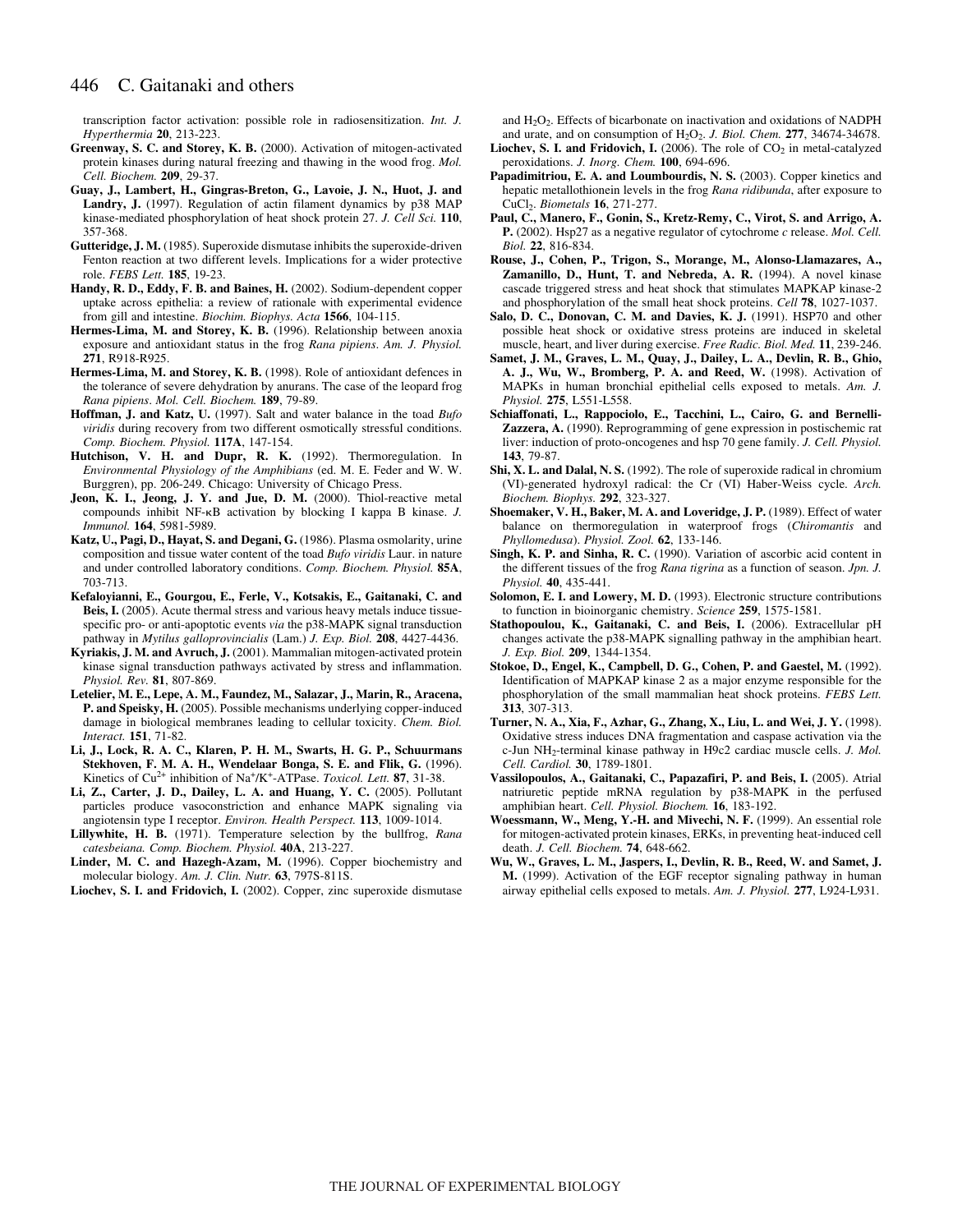transcription factor activation: possible role in radiosensitization. *Int. J. Hyperthermia* **20**, 213-223.

**Greenway, S. C. and Storey, K. B.** (2000). Activation of mitogen-activated protein kinases during natural freezing and thawing in the wood frog. *Mol. Cell. Biochem.* **209**, 29-37.

**Guay, J., Lambert, H., Gingras-Breton, G., Lavoie, J. N., Huot, J. and Landry, J.** (1997). Regulation of actin filament dynamics by p38 MAP kinase-mediated phosphorylation of heat shock protein 27. *J. Cell Sci.* **110**, 357-368.

**Gutteridge, J. M.** (1985). Superoxide dismutase inhibits the superoxide-driven Fenton reaction at two different levels. Implications for a wider protective role. *FEBS Lett.* **185**, 19-23.

**Handy, R. D., Eddy, F. B. and Baines, H.** (2002). Sodium-dependent copper uptake across epithelia: a review of rationale with experimental evidence from gill and intestine. *Biochim. Biophys. Acta* **1566**, 104-115.

**Hermes-Lima, M. and Storey, K. B.** (1996). Relationship between anoxia exposure and antioxidant status in the frog *Rana pipiens*. *Am. J. Physiol.* **271**, R918-R925.

**Hermes-Lima, M. and Storey, K. B.** (1998). Role of antioxidant defences in the tolerance of severe dehydration by anurans. The case of the leopard frog *Rana pipiens*. *Mol. Cell. Biochem.* **189**, 79-89.

**Hoffman, J. and Katz, U.** (1997). Salt and water balance in the toad *Bufo viridis* during recovery from two different osmotically stressful conditions. *Comp. Biochem. Physiol.* **117A**, 147-154.

**Hutchison, V. H. and Dupr, R. K.** (1992). Thermoregulation. In *Environmental Physiology of the Amphibians* (ed. M. E. Feder and W. W. Burggren), pp. 206-249. Chicago: University of Chicago Press.

**Jeon, K. I., Jeong, J. Y. and Jue, D. M.** (2000). Thiol-reactive metal compounds inhibit NF-κB activation by blocking I kappa B kinase. *J. Immunol.* **164**, 5981-5989.

**Katz, U., Pagi, D., Hayat, S. and Degani, G.** (1986). Plasma osmolarity, urine composition and tissue water content of the toad *Bufo viridis* Laur. in nature and under controlled laboratory conditions. *Comp. Biochem. Physiol.* **85A**, 703-713.

**Kefaloyianni, E., Gourgou, E., Ferle, V., Kotsakis, E., Gaitanaki, C. and Beis, I.** (2005). Acute thermal stress and various heavy metals induce tissue-specific pro- or anti-apoptotic events *via* the p38-MAPK signal transduction pathway in *Mytilus galloprovincialis* (Lam.) *J. Exp. Biol.* **208**, 4427-4436.

**Kyriakis, J. M. and Avruch, J.** (2001). Mammalian mitogen-activated protein kinase signal transduction pathways activated by stress and inflammation. *Physiol. Rev.* **81**, 807-869.

**Letelier, M. E., Lepe, A. M., Faundez, M., Salazar, J., Marin, R., Aracena, P. and Speisky, H.** (2005). Possible mechanisms underlying copper-induced damage in biological membranes leading to cellular toxicity. *Chem. Biol. Interact.* **151**, 71-82.

**Li, J., Lock, R. A. C., Klaren, P. H. M., Swarts, H. G. P., Schuurmans Stekhoven, F. M. A. H., Wendelaar Bonga, S. E. and Flik, G.** (1996). Kinetics of $Cu^{2+}$ inhibition of $Na^+/K^+$-ATPase. *Toxicol. Lett.* **87**, 31-38.

**Li, Z., Carter, J. D., Dailey, L. A. and Huang, Y. C.** (2005). Pollutant particles produce vasoconstriction and enhance MAPK signaling via angiotensin type I receptor. *Environ. Health Perspect.* **113**, 1009-1014.

**Lillywhite, H. B.** (1971). Temperature selection by the bullfrog, *Rana catesbeiana. Comp. Biochem. Physiol.* **40A**, 213-227.

**Linder, M. C. and Hazegh-Azam, M.** (1996). Copper biochemistry and molecular biology. *Am. J. Clin. Nutr.* **63**, 797S-811S.

**Liochev, S. I. and Fridovich, I.** (2002). Copper, zinc superoxide dismutase and $H_2O_2$. Effects of bicarbonate on inactivation and oxidations of NADPH and urate, and on consumption of $H_2O_2$. *J. Biol. Chem.* **277**, 34674-34678.

**Liochev, S. I. and Fridovich, I.** (2006). The role of $CO_2$ in metal-catalyzed peroxidations. *J. Inorg. Chem.* **100**, 694-696.

**Papadimitriou, E. A. and Loumbourdis, N. S.** (2003). Copper kinetics and hepatic metallothionein levels in the frog *Rana ridibunda*, after exposure to $CuCl_2$. *Biometals* **16**, 271-277.

**Paul, C., Manero, F., Gonin, S., Kretz-Remy, C., Virot, S. and Arrigo, A. P.** (2002). Hsp27 as a negative regulator of cytochrome *c* release. *Mol. Cell. Biol.* **22**, 816-834.

**Rouse, J., Cohen, P., Trigon, S., Morange, M., Alonso-Llamazares, A., Zamanillo, D., Hunt, T. and Nebreda, A. R.** (1994). A novel kinase cascade triggered stress and heat shock that stimulates MAPKAP kinase-2 and phosphorylation of the small heat shock proteins. *Cell* **78**, 1027-1037.

**Salo, D. C., Donovan, C. M. and Davies, K. J.** (1991). HSP70 and other possible heat shock or oxidative stress proteins are induced in skeletal muscle, heart, and liver during exercise. *Free Radic. Biol. Med.* **11**, 239-246.

**Samet, J. M., Graves, L. M., Quay, J., Dailey, L. A., Devlin, R. B., Ghio, A. J., Wu, W., Bromberg, P. A. and Reed, W.** (1998). Activation of MAPKs in human bronchial epithelial cells exposed to metals. *Am. J. Physiol.* **275**, L551-L558.

**Schiaffonati, L., Rappociolo, E., Tacchini, L., Cairo, G. and Bernelli-Zazzera, A.** (1990). Reprogramming of gene expression in postischemic rat liver: induction of proto-oncogenes and hsp 70 gene family. *J. Cell. Physiol.* **143**, 79-87.

**Shi, X. L. and Dalal, N. S.** (1992). The role of superoxide radical in chromium (VI)-generated hydroxyl radical: the Cr (VI) Haber-Weiss cycle. *Arch. Biochem. Biophys.* **292**, 323-327.

**Shoemaker, V. H., Baker, M. A. and Loveridge, J. P.** (1989). Effect of water balance on thermoregulation in waterproof frogs (*Chiromantis* and *Phyllomedusa*). *Physiol. Zool.* **62**, 133-146.

**Singh, K. P. and Sinha, R. C.** (1990). Variation of ascorbic acid content in the different tissues of the frog *Rana tigrina* as a function of season. *Jpn. J. Physiol.* **40**, 435-441.

**Solomon, E. I. and Lowery, M. D.** (1993). Electronic structure contributions to function in bioinorganic chemistry. *Science* **259**, 1575-1581.

**Stathopoulou, K., Gaitanaki, C. and Beis, I.** (2006). Extracellular pH changes activate the p38-MAPK signalling pathway in the amphibian heart. *J. Exp. Biol.* **209**, 1344-1354.

**Stokoe, D., Engel, K., Campbell, D. G., Cohen, P. and Gaestel, M.** (1992). Identification of MAPKAP kinase 2 as a major enzyme responsible for the phosphorylation of the small mammalian heat shock proteins. *FEBS Lett.* **313**, 307-313.

**Turner, N. A., Xia, F., Azhar, G., Zhang, X., Liu, L. and Wei, J. Y.** (1998). Oxidative stress induces DNA fragmentation and caspase activation via the c-Jun $NH_2$-terminal kinase pathway in H9c2 cardiac muscle cells. *J. Mol. Cell. Cardiol.* **30**, 1789-1801.

**Vassilopoulos, A., Gaitanaki, C., Papazafiri, P. and Beis, I.** (2005). Atrial natriuretic peptide mRNA regulation by p38-MAPK in the perfused amphibian heart. *Cell. Physiol. Biochem.* **16**, 183-192.

**Woessmann, W., Meng, Y.-H. and Mivechi, N. F.** (1999). An essential role for mitogen-activated protein kinases, ERKs, in preventing heat-induced cell death. *J. Cell. Biochem.* **74**, 648-662.

**Wu, W., Graves, L. M., Jaspers, I., Devlin, R. B., Reed, W. and Samet, J. M.** (1999). Activation of the EGF receptor signaling pathway in human airway epithelial cells exposed to metals. *Am. J. Physiol.* **277**, L924-L931.